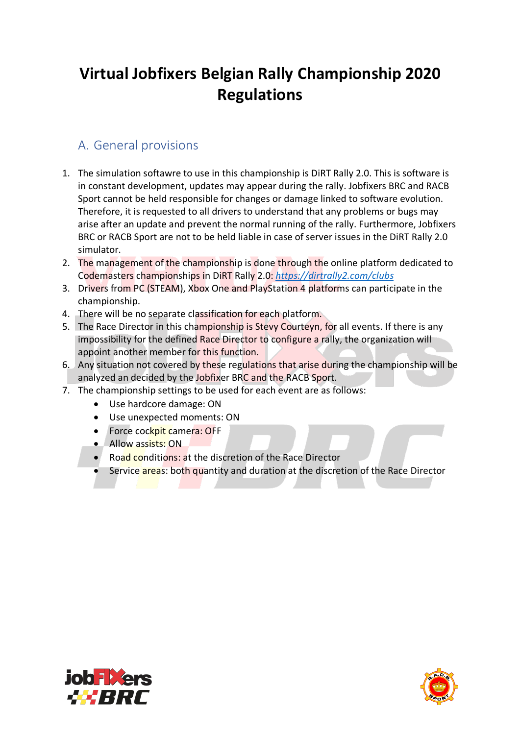# Virtual Jobfixers Belgian Rally Championship 2020 Regulations

## A. General provisions

1. The simulation softawre to use in this championship is DiRT Rally 2.0. This is software is in constant development, updates may appear during the rally. Jobfixers BRC and RACB Sport cannot be held responsible for changes or damage linked to software evolution. Therefore, it is requested to all drivers to understand that any problems or bugs may arise after an update and prevent the normal running of the rally. Furthermore, Jobfixers BRC or RACB Sport are not to be held liable in case of server issues in the DiRT Rally 2.0 simulator.
2. The management of the championship is done through the online platform dedicated to Codemasters championships in DiRT Rally 2.0: *https://dirtrally2.com/clubs*
3. Drivers from PC (STEAM), Xbox One and PlayStation 4 platforms can participate in the championship.
4. There will be no separate classification for each platform.
5. The Race Director in this championship is Stevy Courteyn, for all events. If there is any impossibility for the defined Race Director to configure a rally, the organization will appoint another member for this function.
6. Any situation not covered by these regulations that arise during the championship will be analyzed an decided by the Jobfixer BRC and the RACB Sport.
7. The championship settings to be used for each event are as follows:
   - Use hardcore damage: ON
   - Use unexpected moments: ON
   - Force cockpit camera: OFF
   - Allow assists: ON
   - Road conditions: at the discretion of the Race Director
   - Service areas: both quantity and duration at the discretion of the Race Director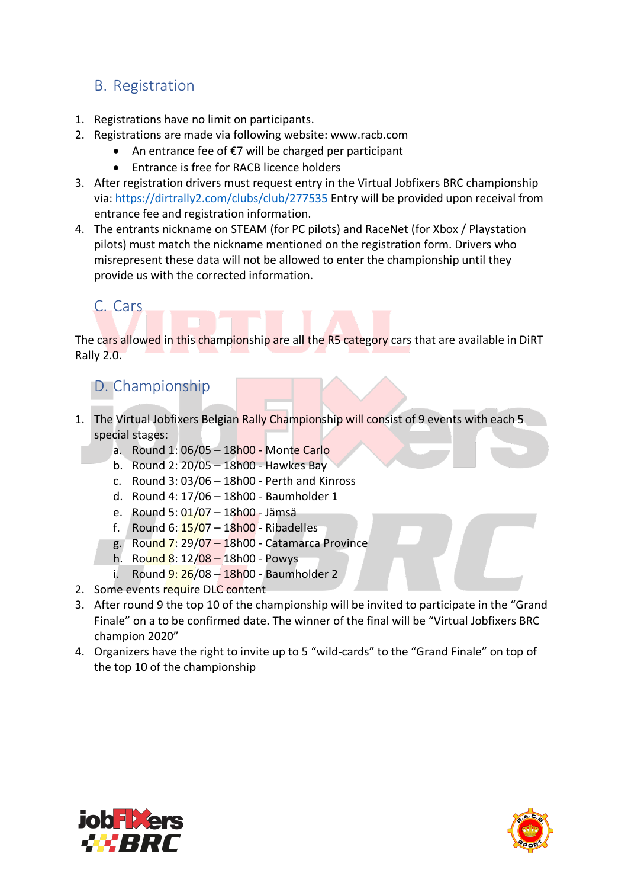## B. Registration

1. Registrations have no limit on participants.
2. Registrations are made via following website: www.racb.com
   - An entrance fee of €7 will be charged per participant
   - Entrance is free for RACB licence holders
3. After registration drivers must request entry in the Virtual Jobfixers BRC championship via: https://dirtrally2.com/clubs/club/277535 Entry will be provided upon receival from entrance fee and registration information.
4. The entrants nickname on STEAM (for PC pilots) and RaceNet (for Xbox / Playstation pilots) must match the nickname mentioned on the registration form. Drivers who misrepresent these data will not be allowed to enter the championship until they provide us with the corrected information.

## C. Cars

The cars allowed in this championship are all the R5 category cars that are available in DiRT Rally 2.0.

## D. Championship

1. The Virtual Jobfixers Belgian Rally Championship will consist of 9 events with each 5 special stages:
   a. Round 1: 06/05 – 18h00 - Monte Carlo
   b. Round 2: 20/05 – 18h00 - Hawkes Bay
   c. Round 3: 03/06 – 18h00 - Perth and Kinross
   d. Round 4: 17/06 – 18h00 - Baumholder 1
   e. Round 5: 01/07 – 18h00 - Jämsä
   f. Round 6: 15/07 – 18h00 - Ribadelles
   g. Round 7: 29/07 – 18h00 - Catamarca Province
   h. Round 8: 12/08 – 18h00 - Powys
   i. Round 9: 26/08 – 18h00 - Baumholder 2
2. Some events require DLC content
3. After round 9 the top 10 of the championship will be invited to participate in the "Grand Finale" on a to be confirmed date. The winner of the final will be "Virtual Jobfixers BRC champion 2020"
4. Organizers have the right to invite up to 5 "wild-cards" to the "Grand Finale" on top of the top 10 of the championship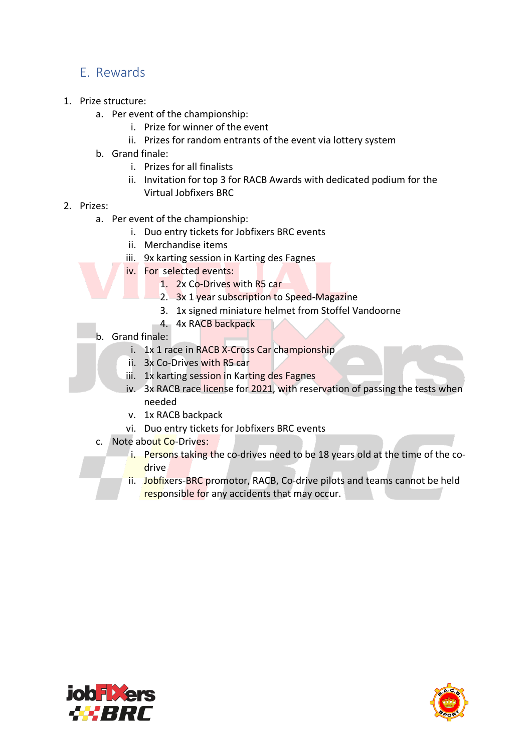## E. Rewards

1. Prize structure:
    a. Per event of the championship:
        i. Prize for winner of the event
        ii. Prizes for random entrants of the event via lottery system
    b. Grand finale:
        i. Prizes for all finalists
        ii. Invitation for top 3 for RACB Awards with dedicated podium for the Virtual Jobfixers BRC
2. Prizes:
    a. Per event of the championship:
        i. Duo entry tickets for Jobfixers BRC events
        ii. Merchandise items
        iii. 9x karting session in Karting des Fagnes
        iv. For selected events:
            1. 2x Co-Drives with R5 car
            2. 3x 1 year subscription to Speed-Magazine
            3. 1x signed miniature helmet from Stoffel Vandoorne
            4. 4x RACB backpack
    b. Grand finale:
        i. 1x 1 race in RACB X-Cross Car championship
        ii. 3x Co-Drives with R5 car
        iii. 1x karting session in Karting des Fagnes
        iv. 3x RACB race license for 2021, with reservation of passing the tests when needed
        v. 1x RACB backpack
        vi. Duo entry tickets for Jobfixers BRC events
    c. Note about Co-Drives:
        i. Persons taking the co-drives need to be 18 years old at the time of the co-drive
        ii. Jobfixers-BRC promotor, RACB, Co-drive pilots and teams cannot be held responsible for any accidents that may occur.